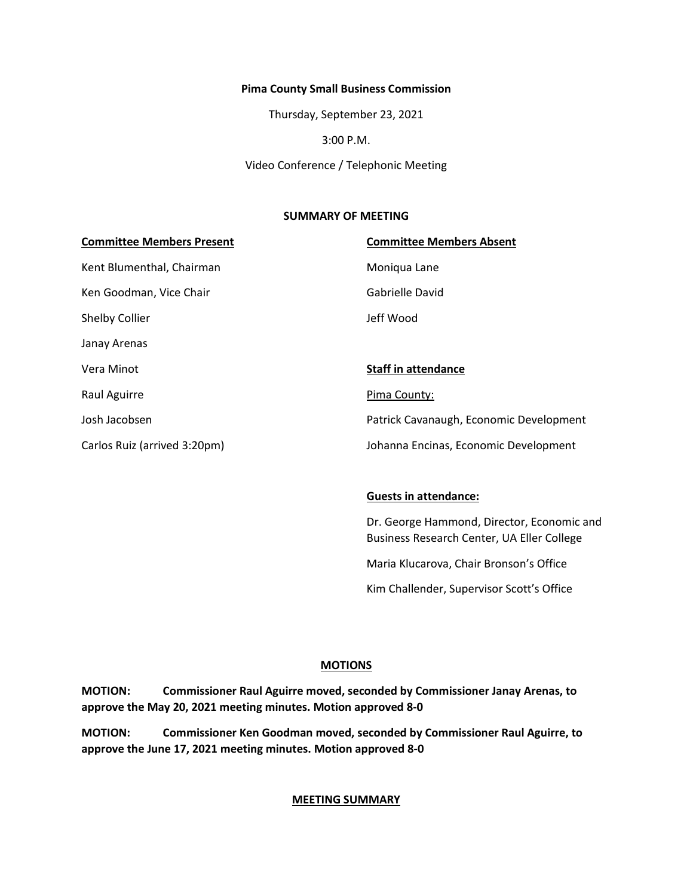**Pima County Small Business Commission**

Thursday, September 23, 2021

3:00 P.M.

Video Conference / Telephonic Meeting

**SUMMARY OF MEETING**

**Committee Members Present**

Kent Blumenthal, Chairman

Ken Goodman, Vice Chair

Shelby Collier

Janay Arenas

Vera Minot

Raul Aguirre

Josh Jacobsen

Carlos Ruiz (arrived 3:20pm)

**Committee Members Absent**

Moniqua Lane

Gabrielle David

Jeff Wood

**Staff in attendance**

Pima County:

Patrick Cavanaugh, Economic Development

Johanna Encinas, Economic Development

**Guests in attendance:**

Dr. George Hammond, Director, Economic and Business Research Center, UA Eller College

Maria Klucarova, Chair Bronson's Office

Kim Challender, Supervisor Scott's Office

**MOTIONS**

**MOTION: Commissioner Raul Aguirre moved, seconded by Commissioner Janay Arenas, to approve the May 20, 2021 meeting minutes. Motion approved 8-0**

**MOTION: Commissioner Ken Goodman moved, seconded by Commissioner Raul Aguirre, to approve the June 17, 2021 meeting minutes. Motion approved 8-0**

**MEETING SUMMARY**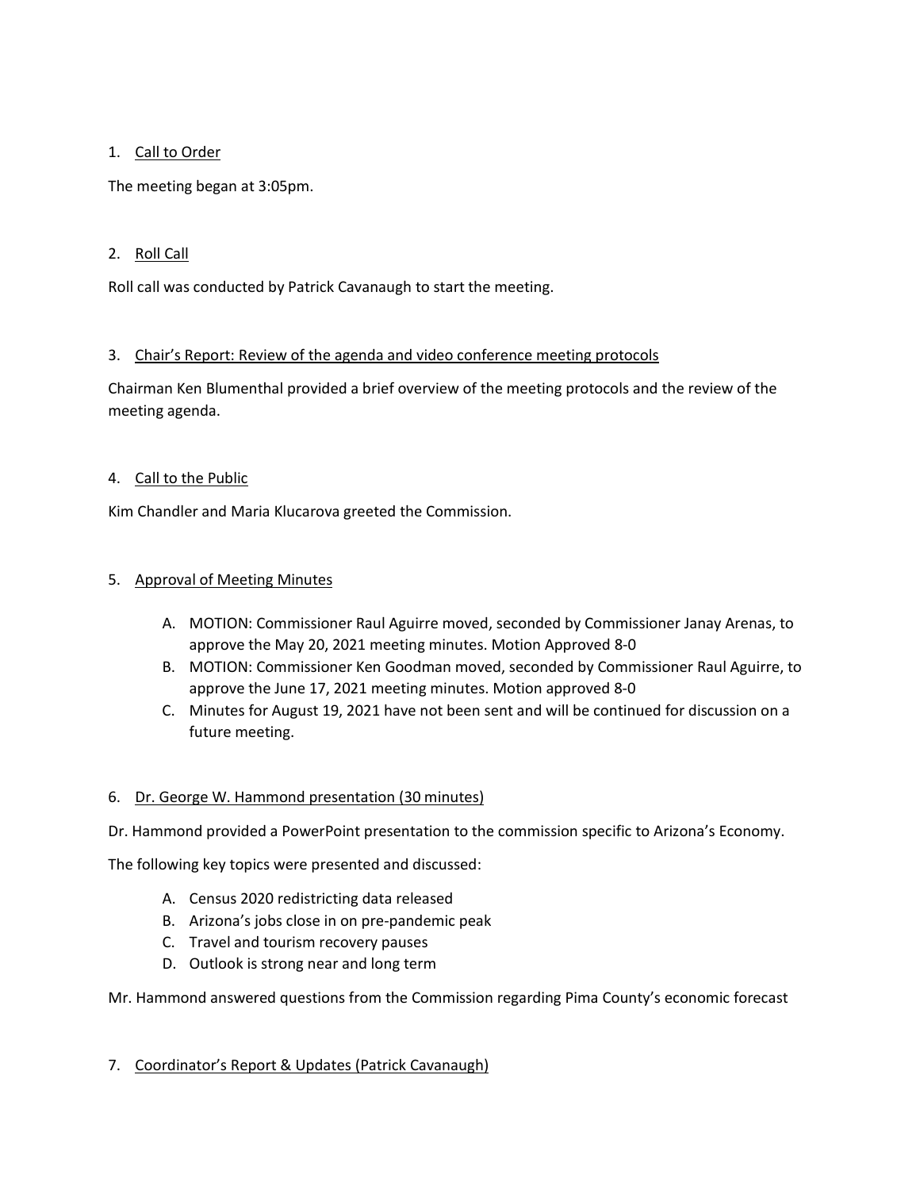1. <u>Call to Order</u>

The meeting began at 3:05pm.

2. <u>Roll Call</u>

Roll call was conducted by Patrick Cavanaugh to start the meeting.

3. <u>Chair's Report: Review of the agenda and video conference meeting protocols</u>

Chairman Ken Blumenthal provided a brief overview of the meeting protocols and the review of the meeting agenda.

4. <u>Call to the Public</u>

Kim Chandler and Maria Klucarova greeted the Commission.

5. <u>Approval of Meeting Minutes</u>

   A. MOTION: Commissioner Raul Aguirre moved, seconded by Commissioner Janay Arenas, to approve the May 20, 2021 meeting minutes. Motion Approved 8-0
   B. MOTION: Commissioner Ken Goodman moved, seconded by Commissioner Raul Aguirre, to approve the June 17, 2021 meeting minutes. Motion approved 8-0
   C. Minutes for August 19, 2021 have not been sent and will be continued for discussion on a future meeting.

6. <u>Dr. George W. Hammond presentation (30 minutes)</u>

Dr. Hammond provided a PowerPoint presentation to the commission specific to Arizona's Economy.

The following key topics were presented and discussed:

   A. Census 2020 redistricting data released
   B. Arizona's jobs close in on pre-pandemic peak
   C. Travel and tourism recovery pauses
   D. Outlook is strong near and long term

Mr. Hammond answered questions from the Commission regarding Pima County's economic forecast

7. <u>Coordinator's Report & Updates (Patrick Cavanaugh)</u>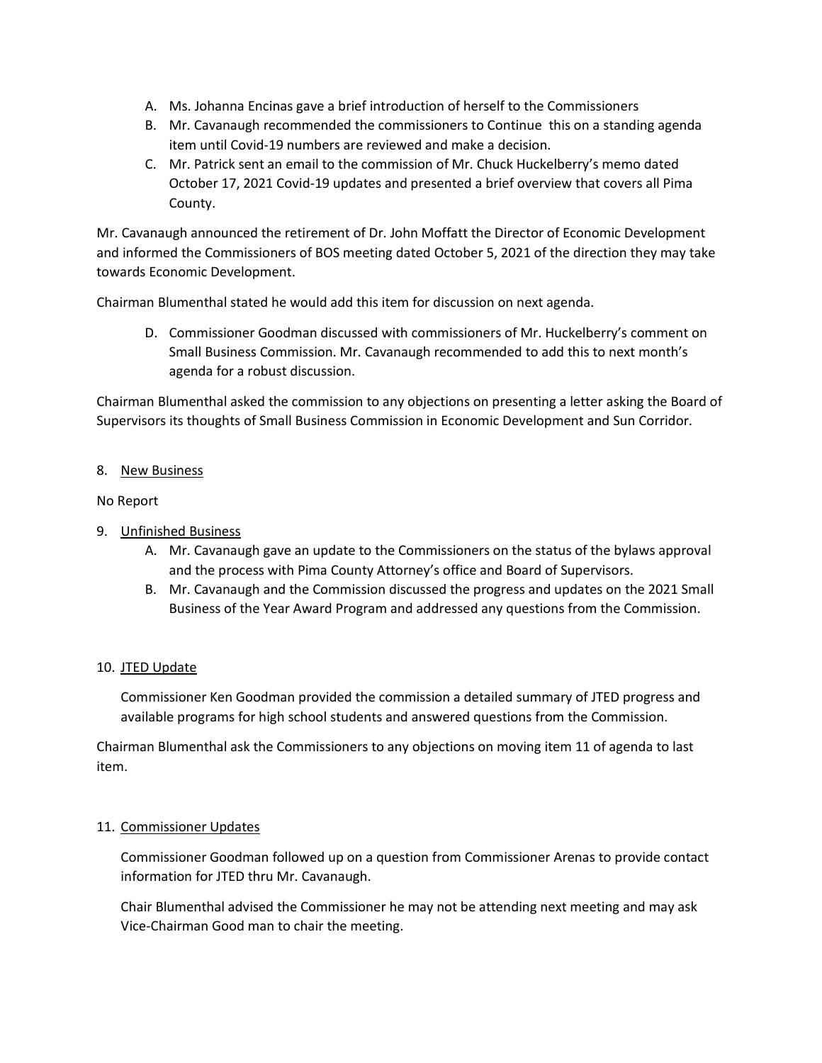A. Ms. Johanna Encinas gave a brief introduction of herself to the Commissioners
B. Mr. Cavanaugh recommended the commissioners to Continue  this on a standing agenda item until Covid-19 numbers are reviewed and make a decision.
C. Mr. Patrick sent an email to the commission of Mr. Chuck Huckelberry's memo dated October 17, 2021 Covid-19 updates and presented a brief overview that covers all Pima County.

Mr. Cavanaugh announced the retirement of Dr. John Moffatt the Director of Economic Development and informed the Commissioners of BOS meeting dated October 5, 2021 of the direction they may take towards Economic Development.

Chairman Blumenthal stated he would add this item for discussion on next agenda.

D. Commissioner Goodman discussed with commissioners of Mr. Huckelberry's comment on Small Business Commission. Mr. Cavanaugh recommended to add this to next month's agenda for a robust discussion.

Chairman Blumenthal asked the commission to any objections on presenting a letter asking the Board of Supervisors its thoughts of Small Business Commission in Economic Development and Sun Corridor.

8. New Business

No Report

9. Unfinished Business
   A. Mr. Cavanaugh gave an update to the Commissioners on the status of the bylaws approval and the process with Pima County Attorney's office and Board of Supervisors.
   B. Mr. Cavanaugh and the Commission discussed the progress and updates on the 2021 Small Business of the Year Award Program and addressed any questions from the Commission.

10. JTED Update

Commissioner Ken Goodman provided the commission a detailed summary of JTED progress and available programs for high school students and answered questions from the Commission.

Chairman Blumenthal ask the Commissioners to any objections on moving item 11 of agenda to last item.

11. Commissioner Updates

Commissioner Goodman followed up on a question from Commissioner Arenas to provide contact information for JTED thru Mr. Cavanaugh.

Chair Blumenthal advised the Commissioner he may not be attending next meeting and may ask Vice-Chairman Good man to chair the meeting.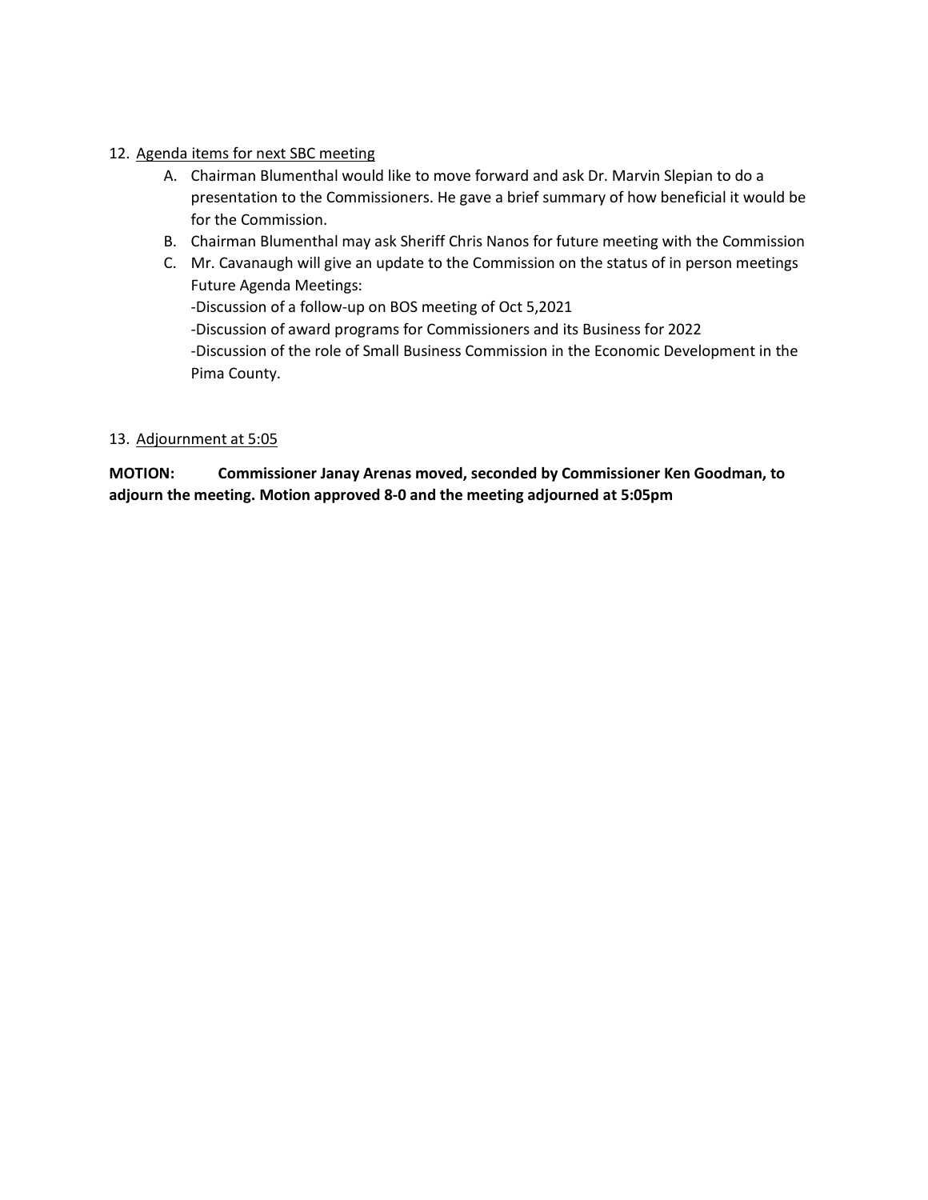12. Agenda items for next SBC meeting
    A. Chairman Blumenthal would like to move forward and ask Dr. Marvin Slepian to do a presentation to the Commissioners. He gave a brief summary of how beneficial it would be for the Commission.
    B. Chairman Blumenthal may ask Sheriff Chris Nanos for future meeting with the Commission
    C. Mr. Cavanaugh will give an update to the Commission on the status of in person meetings
       Future Agenda Meetings:
       -Discussion of a follow-up on BOS meeting of Oct 5,2021
       -Discussion of award programs for Commissioners and its Business for 2022
       -Discussion of the role of Small Business Commission in the Economic Development in the Pima County.

13. Adjournment at 5:05

**MOTION: Commissioner Janay Arenas moved, seconded by Commissioner Ken Goodman, to adjourn the meeting. Motion approved 8-0 and the meeting adjourned at 5:05pm**